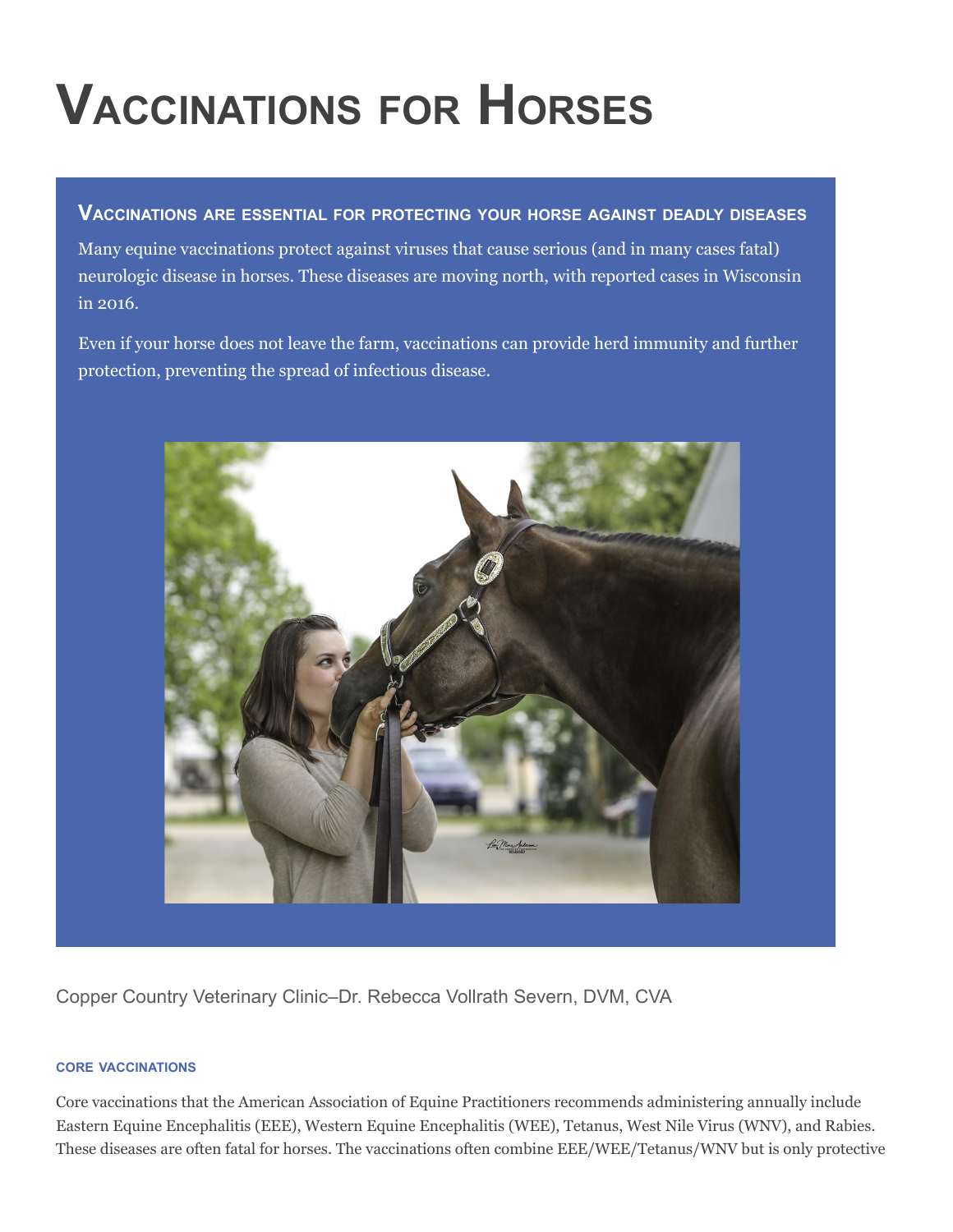# Vaccinations for Horses

### Vaccinations are essential for protecting your horse against deadly diseases

Many equine vaccinations protect against viruses that cause serious (and in many cases fatal) neurologic disease in horses. These diseases are moving north, with reported cases in Wisconsin in 2016.

Even if your horse does not leave the farm, vaccinations can provide herd immunity and further protection, preventing the spread of infectious disease.

Copper Country Veterinary Clinic–Dr. Rebecca Vollrath Severn, DVM, CVA

#### CORE VACCINATIONS

Core vaccinations that the American Association of Equine Practitioners recommends administering annually include Eastern Equine Encephalitis (EEE), Western Equine Encephalitis (WEE), Tetanus, West Nile Virus (WNV), and Rabies. These diseases are often fatal for horses. The vaccinations often combine EEE/WEE/Tetanus/WNV but is only protective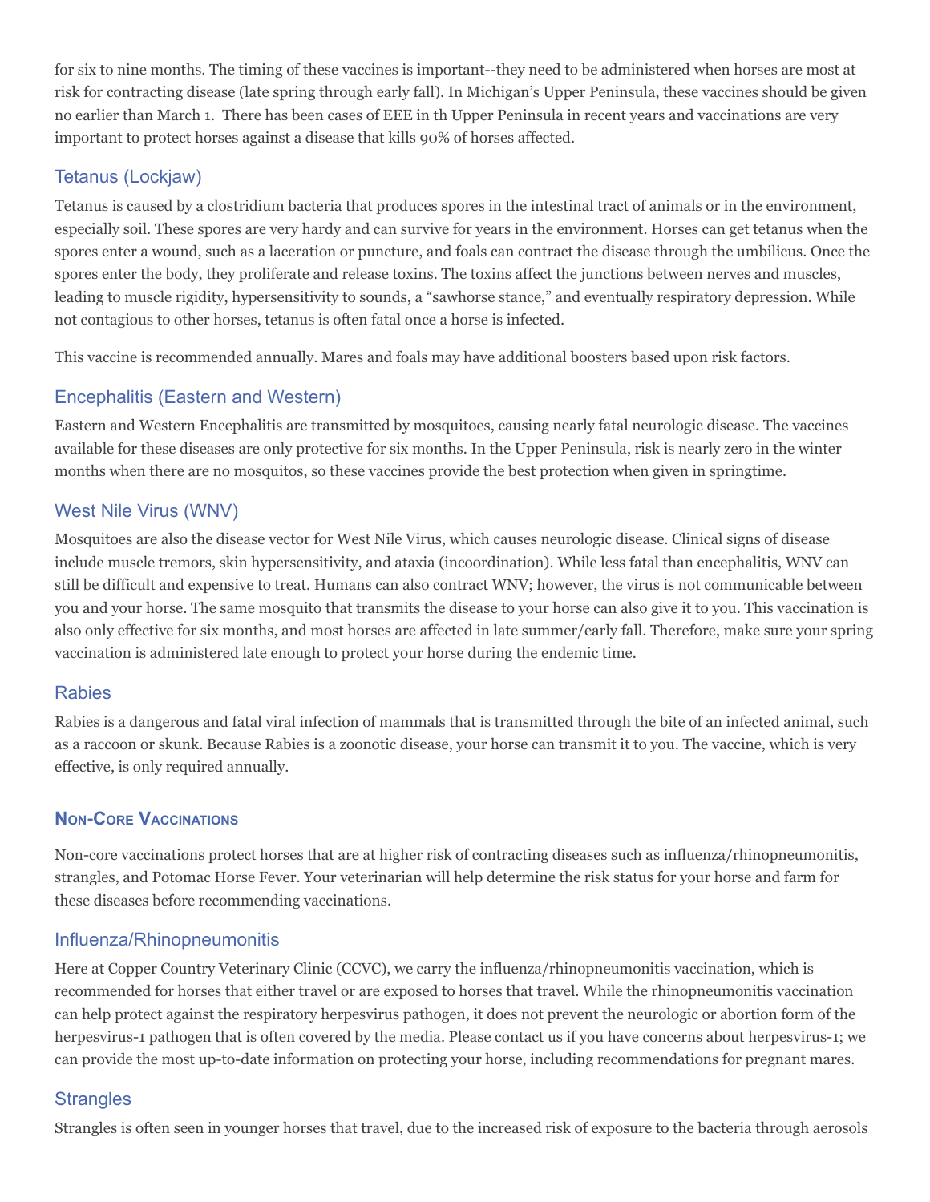for six to nine months. The timing of these vaccines is important--they need to be administered when horses are most at risk for contracting disease (late spring through early fall). In Michigan's Upper Peninsula, these vaccines should be given no earlier than March 1. There has been cases of EEE in th Upper Peninsula in recent years and vaccinations are very important to protect horses against a disease that kills 90% of horses affected.

### Tetanus (Lockjaw)

Tetanus is caused by a clostridium bacteria that produces spores in the intestinal tract of animals or in the environment, especially soil. These spores are very hardy and can survive for years in the environment. Horses can get tetanus when the spores enter a wound, such as a laceration or puncture, and foals can contract the disease through the umbilicus. Once the spores enter the body, they proliferate and release toxins. The toxins affect the junctions between nerves and muscles, leading to muscle rigidity, hypersensitivity to sounds, a "sawhorse stance," and eventually respiratory depression. While not contagious to other horses, tetanus is often fatal once a horse is infected.

This vaccine is recommended annually. Mares and foals may have additional boosters based upon risk factors.

### Encephalitis (Eastern and Western)

Eastern and Western Encephalitis are transmitted by mosquitoes, causing nearly fatal neurologic disease. The vaccines available for these diseases are only protective for six months. In the Upper Peninsula, risk is nearly zero in the winter months when there are no mosquitos, so these vaccines provide the best protection when given in springtime.

### West Nile Virus (WNV)

Mosquitoes are also the disease vector for West Nile Virus, which causes neurologic disease. Clinical signs of disease include muscle tremors, skin hypersensitivity, and ataxia (incoordination). While less fatal than encephalitis, WNV can still be difficult and expensive to treat. Humans can also contract WNV; however, the virus is not communicable between you and your horse. The same mosquito that transmits the disease to your horse can also give it to you. This vaccination is also only effective for six months, and most horses are affected in late summer/early fall. Therefore, make sure your spring vaccination is administered late enough to protect your horse during the endemic time.

### Rabies

Rabies is a dangerous and fatal viral infection of mammals that is transmitted through the bite of an infected animal, such as a raccoon or skunk. Because Rabies is a zoonotic disease, your horse can transmit it to you. The vaccine, which is very effective, is only required annually.

## Non-Core Vaccinations

Non-core vaccinations protect horses that are at higher risk of contracting diseases such as influenza/rhinopneumonitis, strangles, and Potomac Horse Fever. Your veterinarian will help determine the risk status for your horse and farm for these diseases before recommending vaccinations.

### Influenza/Rhinopneumonitis

Here at Copper Country Veterinary Clinic (CCVC), we carry the influenza/rhinopneumonitis vaccination, which is recommended for horses that either travel or are exposed to horses that travel. While the rhinopneumonitis vaccination can help protect against the respiratory herpesvirus pathogen, it does not prevent the neurologic or abortion form of the herpesvirus-1 pathogen that is often covered by the media. Please contact us if you have concerns about herpesvirus-1; we can provide the most up-to-date information on protecting your horse, including recommendations for pregnant mares.

### Strangles

Strangles is often seen in younger horses that travel, due to the increased risk of exposure to the bacteria through aerosols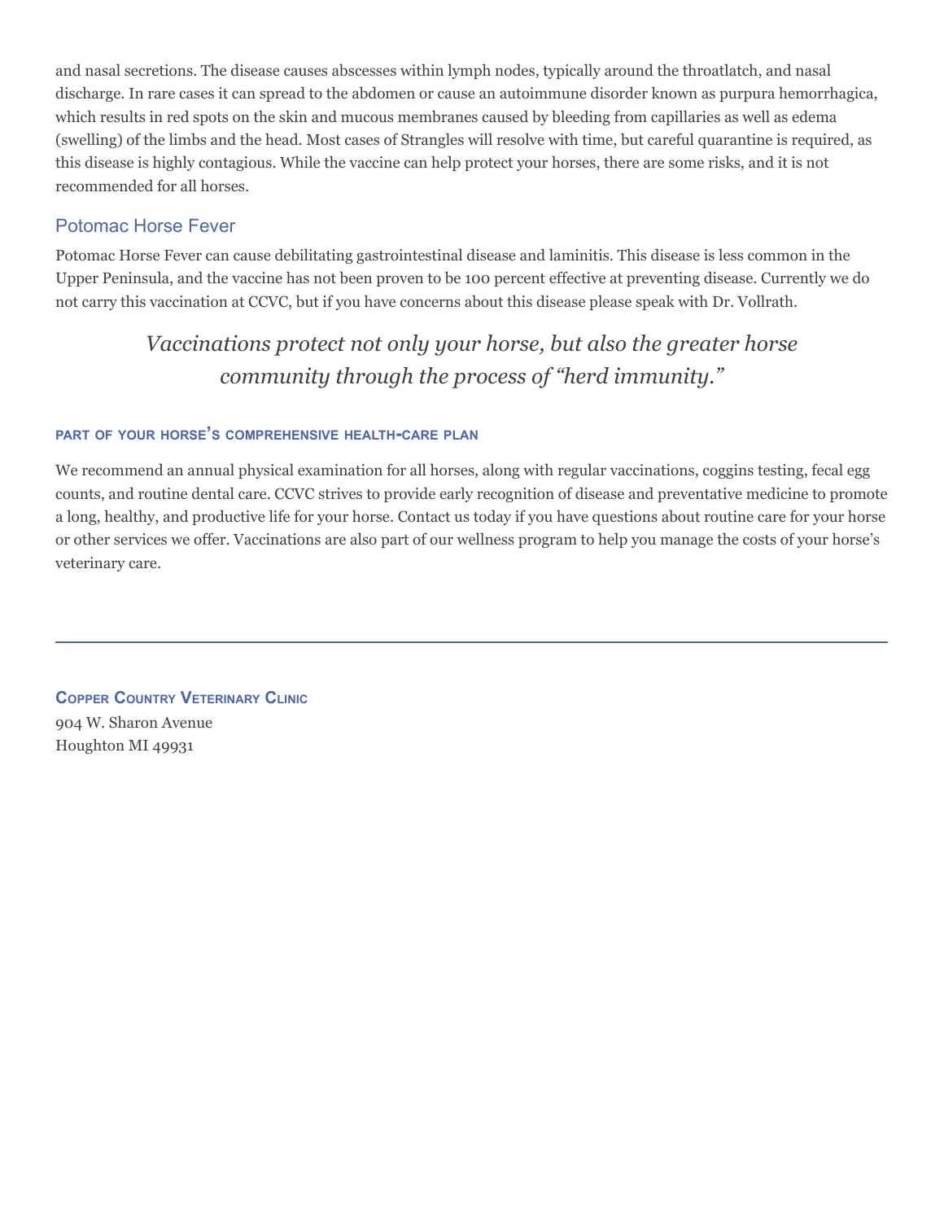and nasal secretions. The disease causes abscesses within lymph nodes, typically around the throatlatch, and nasal discharge. In rare cases it can spread to the abdomen or cause an autoimmune disorder known as purpura hemorrhagica, which results in red spots on the skin and mucous membranes caused by bleeding from capillaries as well as edema (swelling) of the limbs and the head. Most cases of Strangles will resolve with time, but careful quarantine is required, as this disease is highly contagious. While the vaccine can help protect your horses, there are some risks, and it is not recommended for all horses.

## Potomac Horse Fever

Potomac Horse Fever can cause debilitating gastrointestinal disease and laminitis. This disease is less common in the Upper Peninsula, and the vaccine has not been proven to be 100 percent effective at preventing disease. Currently we do not carry this vaccination at CCVC, but if you have concerns about this disease please speak with Dr. Vollrath.

*Vaccinations protect not only your horse, but also the greater horse community through the process of "herd immunity."*

### part of your horse's comprehensive health-care plan

We recommend an annual physical examination for all horses, along with regular vaccinations, coggins testing, fecal egg counts, and routine dental care. CCVC strives to provide early recognition of disease and preventative medicine to promote a long, healthy, and productive life for your horse. Contact us today if you have questions about routine care for your horse or other services we offer. Vaccinations are also part of our wellness program to help you manage the costs of your horse's veterinary care.

---

**Copper Country Veterinary Clinic**
904 W. Sharon Avenue
Houghton MI 49931